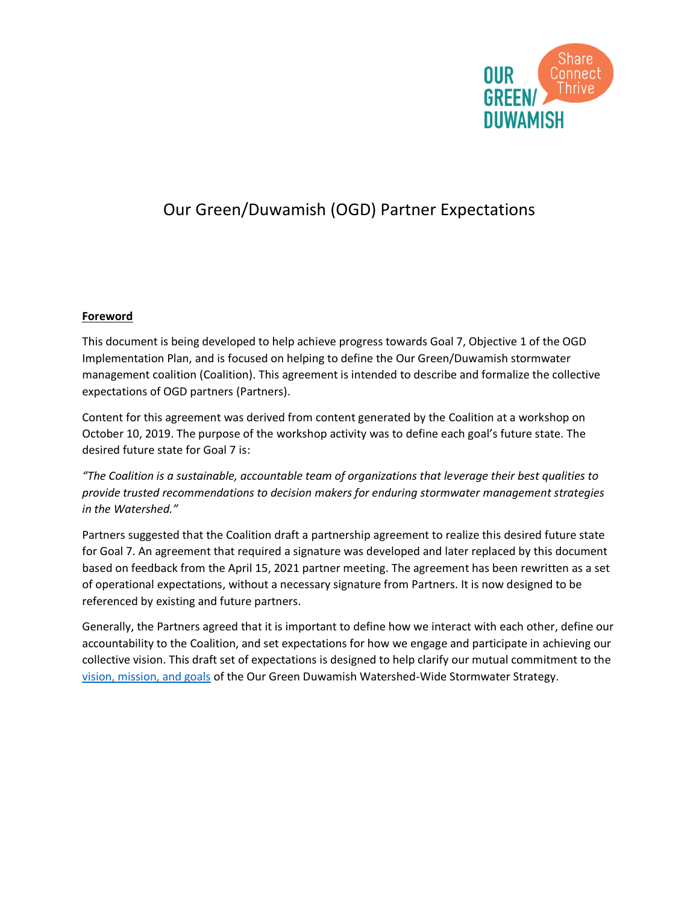# Our Green/Duwamish (OGD) Partner Expectations

**Foreword**

This document is being developed to help achieve progress towards Goal 7, Objective 1 of the OGD Implementation Plan, and is focused on helping to define the Our Green/Duwamish stormwater management coalition (Coalition). This agreement is intended to describe and formalize the collective expectations of OGD partners (Partners).

Content for this agreement was derived from content generated by the Coalition at a workshop on October 10, 2019. The purpose of the workshop activity was to define each goal's future state. The desired future state for Goal 7 is:

*"The Coalition is a sustainable, accountable team of organizations that leverage their best qualities to provide trusted recommendations to decision makers for enduring stormwater management strategies in the Watershed."*

Partners suggested that the Coalition draft a partnership agreement to realize this desired future state for Goal 7. An agreement that required a signature was developed and later replaced by this document based on feedback from the April 15, 2021 partner meeting. The agreement has been rewritten as a set of operational expectations, without a necessary signature from Partners. It is now designed to be referenced by existing and future partners.

Generally, the Partners agreed that it is important to define how we interact with each other, define our accountability to the Coalition, and set expectations for how we engage and participate in achieving our collective vision. This draft set of expectations is designed to help clarify our mutual commitment to the vision, mission, and goals of the Our Green Duwamish Watershed-Wide Stormwater Strategy.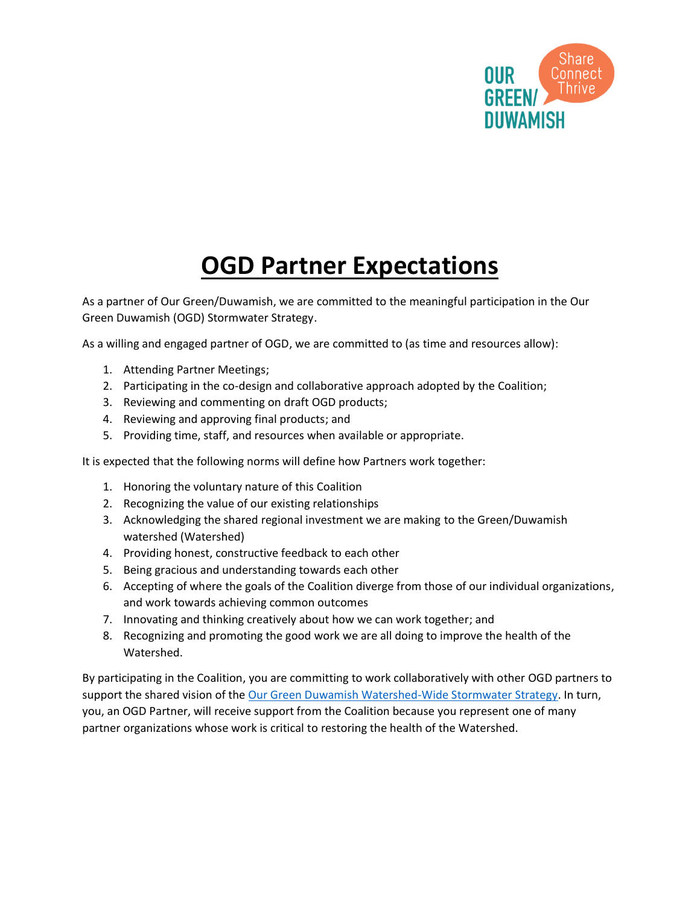# OGD Partner Expectations

As a partner of Our Green/Duwamish, we are committed to the meaningful participation in the Our Green Duwamish (OGD) Stormwater Strategy.

As a willing and engaged partner of OGD, we are committed to (as time and resources allow):

1. Attending Partner Meetings;
2. Participating in the co-design and collaborative approach adopted by the Coalition;
3. Reviewing and commenting on draft OGD products;
4. Reviewing and approving final products; and
5. Providing time, staff, and resources when available or appropriate.

It is expected that the following norms will define how Partners work together:

1. Honoring the voluntary nature of this Coalition
2. Recognizing the value of our existing relationships
3. Acknowledging the shared regional investment we are making to the Green/Duwamish watershed (Watershed)
4. Providing honest, constructive feedback to each other
5. Being gracious and understanding towards each other
6. Accepting of where the goals of the Coalition diverge from those of our individual organizations, and work towards achieving common outcomes
7. Innovating and thinking creatively about how we can work together; and
8. Recognizing and promoting the good work we are all doing to improve the health of the Watershed.

By participating in the Coalition, you are committing to work collaboratively with other OGD partners to support the shared vision of the Our Green Duwamish Watershed-Wide Stormwater Strategy. In turn, you, an OGD Partner, will receive support from the Coalition because you represent one of many partner organizations whose work is critical to restoring the health of the Watershed.